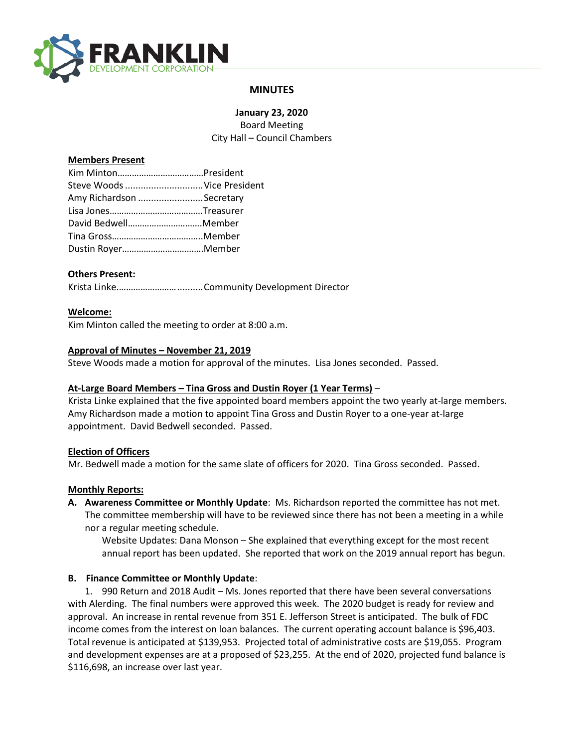# MINUTES

**January 23, 2020**
Board Meeting
City Hall – Council Chambers

**Members Present**

Kim Minton……………………………..President
Steve Woods ..............................Vice President
Amy Richardson .........................Secretary
Lisa Jones………………………………..Treasurer
David Bedwell…………………………Member
Tina Gross………………………………..Member
Dustin Royer……………………………Member

**Others Present:**

Krista Linke…………………….........Community Development Director

**Welcome:**
Kim Minton called the meeting to order at 8:00 a.m.

**Approval of Minutes – November 21, 2019**
Steve Woods made a motion for approval of the minutes. Lisa Jones seconded. Passed.

**At-Large Board Members – Tina Gross and Dustin Royer (1 Year Terms)** –
Krista Linke explained that the five appointed board members appoint the two yearly at-large members. Amy Richardson made a motion to appoint Tina Gross and Dustin Royer to a one-year at-large appointment. David Bedwell seconded. Passed.

**Election of Officers**
Mr. Bedwell made a motion for the same slate of officers for 2020. Tina Gross seconded. Passed.

**Monthly Reports:**

**A. Awareness Committee or Monthly Update**: Ms. Richardson reported the committee has not met. The committee membership will have to be reviewed since there has not been a meeting in a while nor a regular meeting schedule.

Website Updates: Dana Monson – She explained that everything except for the most recent annual report has been updated. She reported that work on the 2019 annual report has begun.

**B. Finance Committee or Monthly Update**:

1. 990 Return and 2018 Audit – Ms. Jones reported that there have been several conversations with Alerding. The final numbers were approved this week. The 2020 budget is ready for review and approval. An increase in rental revenue from 351 E. Jefferson Street is anticipated. The bulk of FDC income comes from the interest on loan balances. The current operating account balance is $96,403. Total revenue is anticipated at $139,953. Projected total of administrative costs are $19,055. Program and development expenses are at a proposed of $23,255. At the end of 2020, projected fund balance is $116,698, an increase over last year.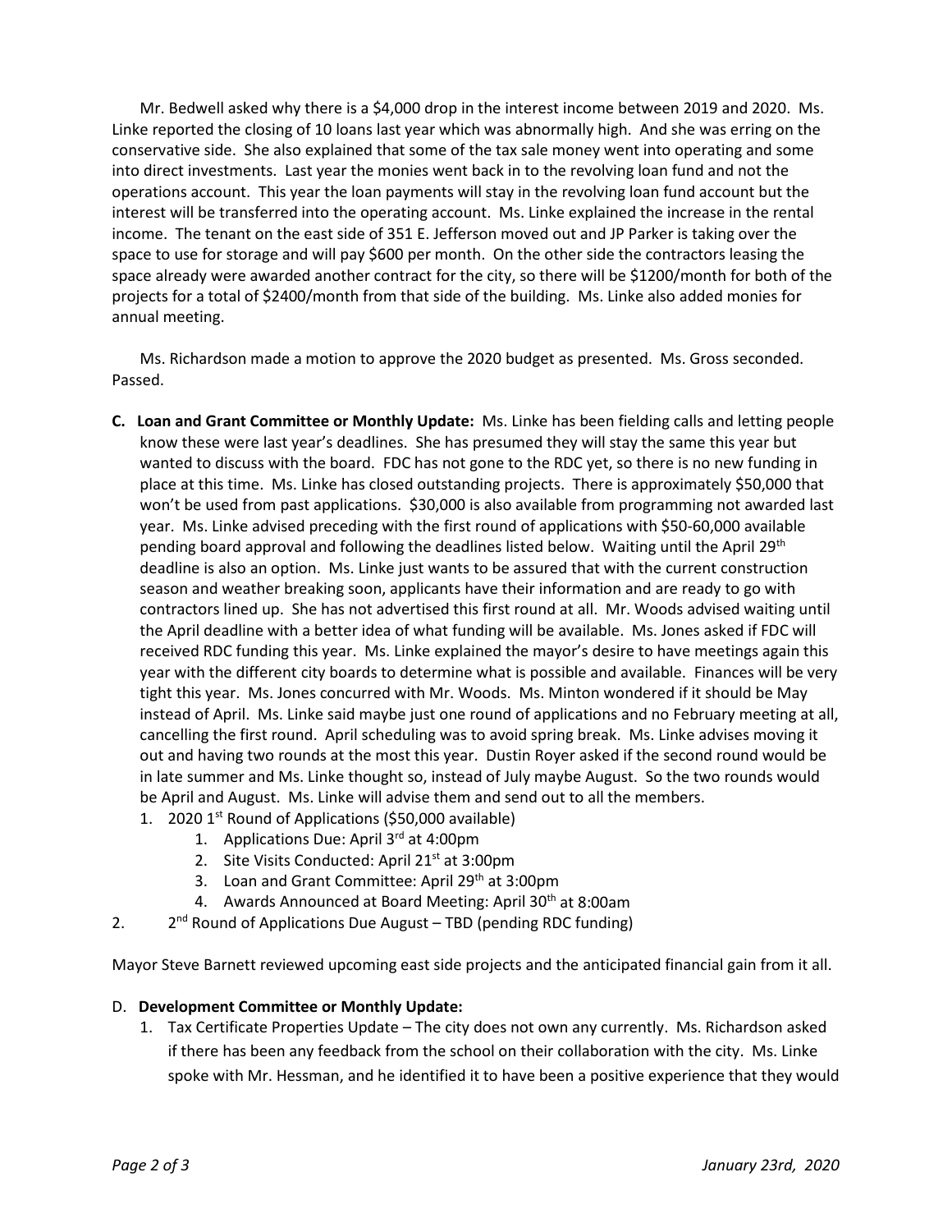Mr. Bedwell asked why there is a $4,000 drop in the interest income between 2019 and 2020. Ms. Linke reported the closing of 10 loans last year which was abnormally high. And she was erring on the conservative side. She also explained that some of the tax sale money went into operating and some into direct investments. Last year the monies went back in to the revolving loan fund and not the operations account. This year the loan payments will stay in the revolving loan fund account but the interest will be transferred into the operating account. Ms. Linke explained the increase in the rental income. The tenant on the east side of 351 E. Jefferson moved out and JP Parker is taking over the space to use for storage and will pay $600 per month. On the other side the contractors leasing the space already were awarded another contract for the city, so there will be $1200/month for both of the projects for a total of $2400/month from that side of the building. Ms. Linke also added monies for annual meeting.

Ms. Richardson made a motion to approve the 2020 budget as presented. Ms. Gross seconded. Passed.

**C. Loan and Grant Committee or Monthly Update:** Ms. Linke has been fielding calls and letting people know these were last year's deadlines. She has presumed they will stay the same this year but wanted to discuss with the board. FDC has not gone to the RDC yet, so there is no new funding in place at this time. Ms. Linke has closed outstanding projects. There is approximately $50,000 that won't be used from past applications. $30,000 is also available from programming not awarded last year. Ms. Linke advised preceding with the first round of applications with $50-60,000 available pending board approval and following the deadlines listed below. Waiting until the April 29th deadline is also an option. Ms. Linke just wants to be assured that with the current construction season and weather breaking soon, applicants have their information and are ready to go with contractors lined up. She has not advertised this first round at all. Mr. Woods advised waiting until the April deadline with a better idea of what funding will be available. Ms. Jones asked if FDC will received RDC funding this year. Ms. Linke explained the mayor's desire to have meetings again this year with the different city boards to determine what is possible and available. Finances will be very tight this year. Ms. Jones concurred with Mr. Woods. Ms. Minton wondered if it should be May instead of April. Ms. Linke said maybe just one round of applications and no February meeting at all, cancelling the first round. April scheduling was to avoid spring break. Ms. Linke advises moving it out and having two rounds at the most this year. Dustin Royer asked if the second round would be in late summer and Ms. Linke thought so, instead of July maybe August. So the two rounds would be April and August. Ms. Linke will advise them and send out to all the members.

1. 2020 1st Round of Applications ($50,000 available)
   1. Applications Due: April 3rd at 4:00pm
   2. Site Visits Conducted: April 21st at 3:00pm
   3. Loan and Grant Committee: April 29th at 3:00pm
   4. Awards Announced at Board Meeting: April 30th at 8:00am
2. 2nd Round of Applications Due August – TBD (pending RDC funding)

Mayor Steve Barnett reviewed upcoming east side projects and the anticipated financial gain from it all.

D. **Development Committee or Monthly Update:**

1. Tax Certificate Properties Update – The city does not own any currently. Ms. Richardson asked if there has been any feedback from the school on their collaboration with the city. Ms. Linke spoke with Mr. Hessman, and he identified it to have been a positive experience that they would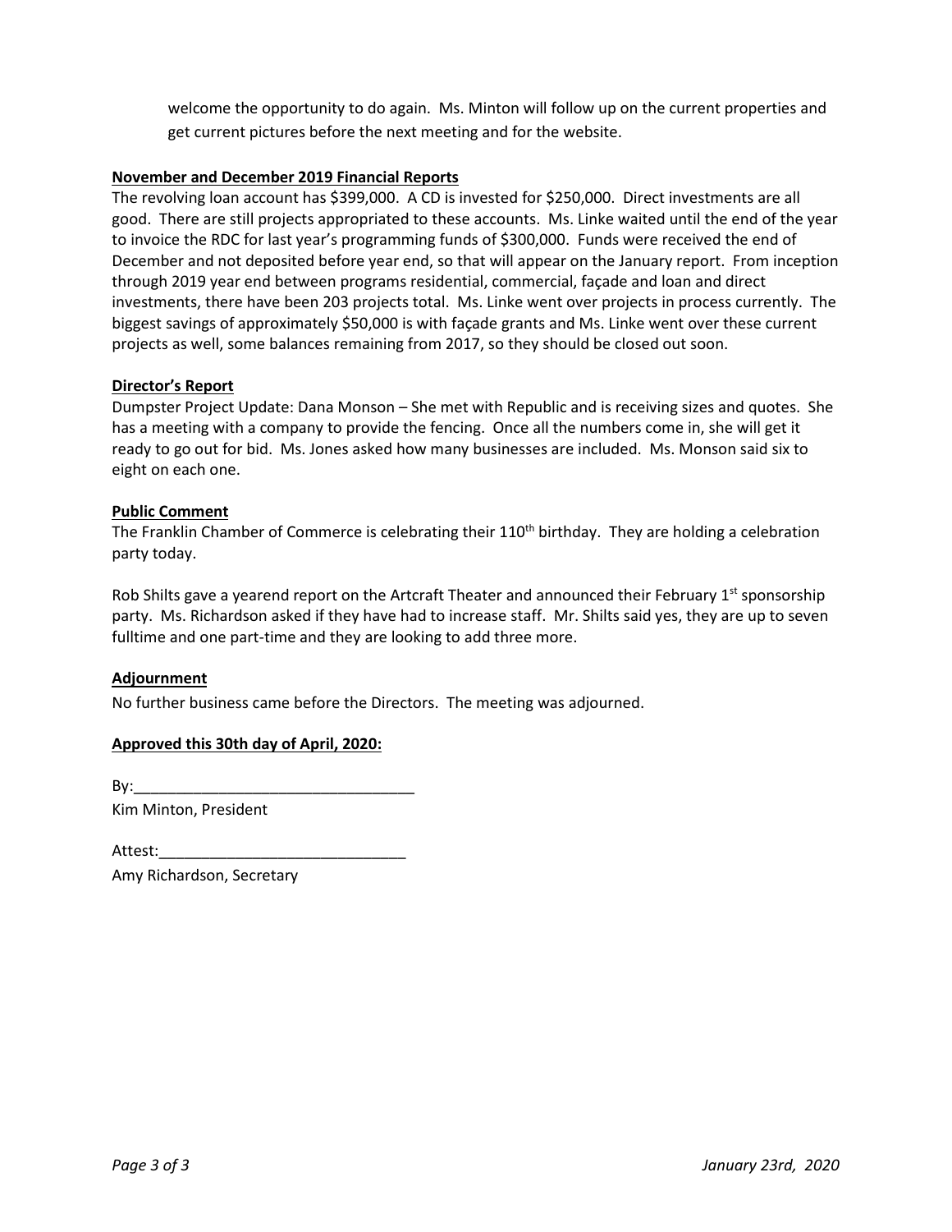welcome the opportunity to do again. Ms. Minton will follow up on the current properties and get current pictures before the next meeting and for the website.

**November and December 2019 Financial Reports**

The revolving loan account has $399,000. A CD is invested for $250,000. Direct investments are all good. There are still projects appropriated to these accounts. Ms. Linke waited until the end of the year to invoice the RDC for last year's programming funds of $300,000. Funds were received the end of December and not deposited before year end, so that will appear on the January report. From inception through 2019 year end between programs residential, commercial, façade and loan and direct investments, there have been 203 projects total. Ms. Linke went over projects in process currently. The biggest savings of approximately $50,000 is with façade grants and Ms. Linke went over these current projects as well, some balances remaining from 2017, so they should be closed out soon.

**Director's Report**

Dumpster Project Update: Dana Monson – She met with Republic and is receiving sizes and quotes. She has a meeting with a company to provide the fencing. Once all the numbers come in, she will get it ready to go out for bid. Ms. Jones asked how many businesses are included. Ms. Monson said six to eight on each one.

**Public Comment**

The Franklin Chamber of Commerce is celebrating their 110th birthday. They are holding a celebration party today.

Rob Shilts gave a yearend report on the Artcraft Theater and announced their February 1st sponsorship party. Ms. Richardson asked if they have had to increase staff. Mr. Shilts said yes, they are up to seven fulltime and one part-time and they are looking to add three more.

**Adjournment**

No further business came before the Directors. The meeting was adjourned.

**Approved this 30th day of April, 2020:**

By:_________________________________
Kim Minton, President

Attest:_____________________________
Amy Richardson, Secretary